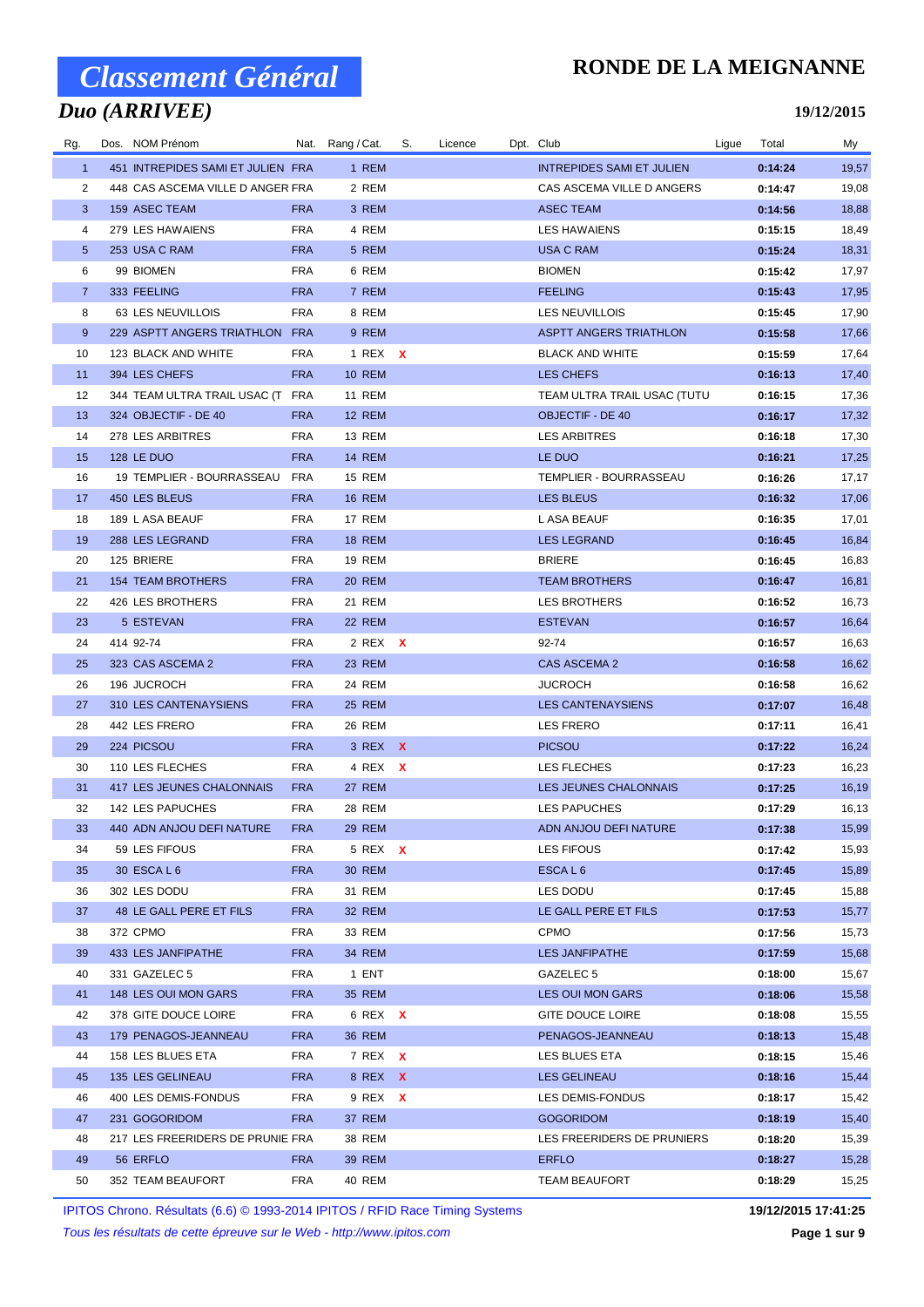# Classement Général

## Duo (ARRIVEE)

# RONDE DE LA MEIGNANNE

**19/12/2015**

| Rg. | Dos. | NOM Prénom | Nat. | Rang / Cat. | S. | Licence | Dpt. | Club | Ligue | Total | My |
|---|---|---|---|---|---|---|---|---|---|---|---|
| 1 | 451 | INTREPIDES SAMI ET JULIEN | FRA | 1 REM | | | | INTREPIDES SAMI ET JULIEN | | **0:14:24** | 19,57 |
| 2 | 448 | CAS ASCEMA VILLE D ANGER | FRA | 2 REM | | | | CAS ASCEMA VILLE D ANGERS | | **0:14:47** | 19,08 |
| 3 | 159 | ASEC TEAM | FRA | 3 REM | | | | ASEC TEAM | | **0:14:56** | 18,88 |
| 4 | 279 | LES HAWAIENS | FRA | 4 REM | | | | LES HAWAIENS | | **0:15:15** | 18,49 |
| 5 | 253 | USA C RAM | FRA | 5 REM | | | | USA C RAM | | **0:15:24** | 18,31 |
| 6 | 99 | BIOMEN | FRA | 6 REM | | | | BIOMEN | | **0:15:42** | 17,97 |
| 7 | 333 | FEELING | FRA | 7 REM | | | | FEELING | | **0:15:43** | 17,95 |
| 8 | 63 | LES NEUVILLOIS | FRA | 8 REM | | | | LES NEUVILLOIS | | **0:15:45** | 17,90 |
| 9 | 229 | ASPTT ANGERS TRIATHLON | FRA | 9 REM | | | | ASPTT ANGERS TRIATHLON | | **0:15:58** | 17,66 |
| 10 | 123 | BLACK AND WHITE | FRA | 1 REX | X | | | BLACK AND WHITE | | **0:15:59** | 17,64 |
| 11 | 394 | LES CHEFS | FRA | 10 REM | | | | LES CHEFS | | **0:16:13** | 17,40 |
| 12 | 344 | TEAM ULTRA TRAIL USAC (T | FRA | 11 REM | | | | TEAM ULTRA TRAIL USAC (TUTU | | **0:16:15** | 17,36 |
| 13 | 324 | OBJECTIF - DE 40 | FRA | 12 REM | | | | OBJECTIF - DE 40 | | **0:16:17** | 17,32 |
| 14 | 278 | LES ARBITRES | FRA | 13 REM | | | | LES ARBITRES | | **0:16:18** | 17,30 |
| 15 | 128 | LE DUO | FRA | 14 REM | | | | LE DUO | | **0:16:21** | 17,25 |
| 16 | 19 | TEMPLIER - BOURRASSEAU | FRA | 15 REM | | | | TEMPLIER - BOURRASSEAU | | **0:16:26** | 17,17 |
| 17 | 450 | LES BLEUS | FRA | 16 REM | | | | LES BLEUS | | **0:16:32** | 17,06 |
| 18 | 189 | L ASA BEAUF | FRA | 17 REM | | | | L ASA BEAUF | | **0:16:35** | 17,01 |
| 19 | 288 | LES LEGRAND | FRA | 18 REM | | | | LES LEGRAND | | **0:16:45** | 16,84 |
| 20 | 125 | BRIERE | FRA | 19 REM | | | | BRIERE | | **0:16:45** | 16,83 |
| 21 | 154 | TEAM BROTHERS | FRA | 20 REM | | | | TEAM BROTHERS | | **0:16:47** | 16,81 |
| 22 | 426 | LES BROTHERS | FRA | 21 REM | | | | LES BROTHERS | | **0:16:52** | 16,73 |
| 23 | 5 | ESTEVAN | FRA | 22 REM | | | | ESTEVAN | | **0:16:57** | 16,64 |
| 24 | 414 | 92-74 | FRA | 2 REX | X | | | 92-74 | | **0:16:57** | 16,63 |
| 25 | 323 | CAS ASCEMA 2 | FRA | 23 REM | | | | CAS ASCEMA 2 | | **0:16:58** | 16,62 |
| 26 | 196 | JUCROCH | FRA | 24 REM | | | | JUCROCH | | **0:16:58** | 16,62 |
| 27 | 310 | LES CANTENAYSIENS | FRA | 25 REM | | | | LES CANTENAYSIENS | | **0:17:07** | 16,48 |
| 28 | 442 | LES FRERO | FRA | 26 REM | | | | LES FRERO | | **0:17:11** | 16,41 |
| 29 | 224 | PICSOU | FRA | 3 REX | X | | | PICSOU | | **0:17:22** | 16,24 |
| 30 | 110 | LES FLECHES | FRA | 4 REX | X | | | LES FLECHES | | **0:17:23** | 16,23 |
| 31 | 417 | LES JEUNES CHALONNAIS | FRA | 27 REM | | | | LES JEUNES CHALONNAIS | | **0:17:25** | 16,19 |
| 32 | 142 | LES PAPUCHES | FRA | 28 REM | | | | LES PAPUCHES | | **0:17:29** | 16,13 |
| 33 | 440 | ADN ANJOU DEFI NATURE | FRA | 29 REM | | | | ADN ANJOU DEFI NATURE | | **0:17:38** | 15,99 |
| 34 | 59 | LES FIFOUS | FRA | 5 REX | X | | | LES FIFOUS | | **0:17:42** | 15,93 |
| 35 | 30 | ESCA L 6 | FRA | 30 REM | | | | ESCA L 6 | | **0:17:45** | 15,89 |
| 36 | 302 | LES DODU | FRA | 31 REM | | | | LES DODU | | **0:17:45** | 15,88 |
| 37 | 48 | LE GALL PERE ET FILS | FRA | 32 REM | | | | LE GALL PERE ET FILS | | **0:17:53** | 15,77 |
| 38 | 372 | CPMO | FRA | 33 REM | | | | CPMO | | **0:17:56** | 15,73 |
| 39 | 433 | LES JANFIPATHE | FRA | 34 REM | | | | LES JANFIPATHE | | **0:17:59** | 15,68 |
| 40 | 331 | GAZELEC 5 | FRA | 1 ENT | | | | GAZELEC 5 | | **0:18:00** | 15,67 |
| 41 | 148 | LES OUI MON GARS | FRA | 35 REM | | | | LES OUI MON GARS | | **0:18:06** | 15,58 |
| 42 | 378 | GITE DOUCE LOIRE | FRA | 6 REX | X | | | GITE DOUCE LOIRE | | **0:18:08** | 15,55 |
| 43 | 179 | PENAGOS-JEANNEAU | FRA | 36 REM | | | | PENAGOS-JEANNEAU | | **0:18:13** | 15,48 |
| 44 | 158 | LES BLUES ETA | FRA | 7 REX | X | | | LES BLUES ETA | | **0:18:15** | 15,46 |
| 45 | 135 | LES GELINEAU | FRA | 8 REX | X | | | LES GELINEAU | | **0:18:16** | 15,44 |
| 46 | 400 | LES DEMIS-FONDUS | FRA | 9 REX | X | | | LES DEMIS-FONDUS | | **0:18:17** | 15,42 |
| 47 | 231 | GOGORIDOM | FRA | 37 REM | | | | GOGORIDOM | | **0:18:19** | 15,40 |
| 48 | 217 | LES FREERIDERS DE PRUNIE | FRA | 38 REM | | | | LES FREERIDERS DE PRUNIERS | | **0:18:20** | 15,39 |
| 49 | 56 | ERFLO | FRA | 39 REM | | | | ERFLO | | **0:18:27** | 15,28 |
| 50 | 352 | TEAM BEAUFORT | FRA | 40 REM | | | | TEAM BEAUFORT | | **0:18:29** | 15,25 |

IPITOS Chrono. Résultats (6.6) © 1993-2014 IPITOS / RFID Race Timing Systems

**19/12/2015 17:41:25**

*Tous les résultats de cette épreuve sur le Web - http://www.ipitos.com*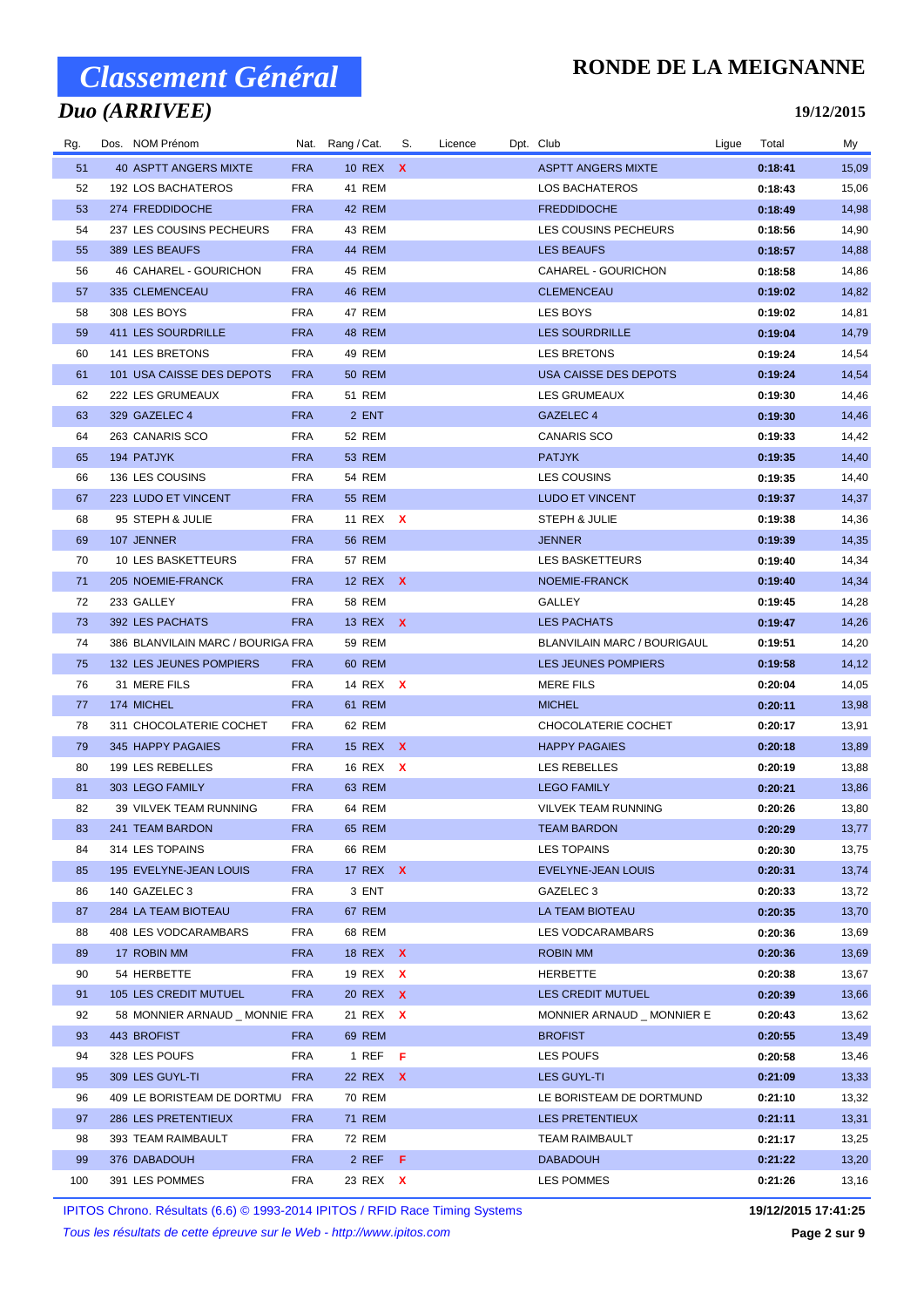# Classement Général

## Duo (ARRIVEE)

**RONDE DE LA MEIGNANNE**

**19/12/2015**

| Rg. | Dos. | NOM Prénom | Nat. | Rang / Cat. | S. | Licence | Dpt. | Club | Ligue | Total | My |
|---|---|---|---|---|---|---|---|---|---|---|---|
| 51 | 40 | ASPTT ANGERS MIXTE | FRA | 10 REX | X | | | ASPTT ANGERS MIXTE | | 0:18:41 | 15,09 |
| 52 | 192 | LOS BACHATEROS | FRA | 41 REM | | | | LOS BACHATEROS | | 0:18:43 | 15,06 |
| 53 | 274 | FREDDIDOCHE | FRA | 42 REM | | | | FREDDIDOCHE | | 0:18:49 | 14,98 |
| 54 | 237 | LES COUSINS PECHEURS | FRA | 43 REM | | | | LES COUSINS PECHEURS | | 0:18:56 | 14,90 |
| 55 | 389 | LES BEAUFS | FRA | 44 REM | | | | LES BEAUFS | | 0:18:57 | 14,88 |
| 56 | 46 | CAHAREL - GOURICHON | FRA | 45 REM | | | | CAHAREL - GOURICHON | | 0:18:58 | 14,86 |
| 57 | 335 | CLEMENCEAU | FRA | 46 REM | | | | CLEMENCEAU | | 0:19:02 | 14,82 |
| 58 | 308 | LES BOYS | FRA | 47 REM | | | | LES BOYS | | 0:19:02 | 14,81 |
| 59 | 411 | LES SOURDRILLE | FRA | 48 REM | | | | LES SOURDRILLE | | 0:19:04 | 14,79 |
| 60 | 141 | LES BRETONS | FRA | 49 REM | | | | LES BRETONS | | 0:19:24 | 14,54 |
| 61 | 101 | USA CAISSE DES DEPOTS | FRA | 50 REM | | | | USA CAISSE DES DEPOTS | | 0:19:24 | 14,54 |
| 62 | 222 | LES GRUMEAUX | FRA | 51 REM | | | | LES GRUMEAUX | | 0:19:30 | 14,46 |
| 63 | 329 | GAZELEC 4 | FRA | 2 ENT | | | | GAZELEC 4 | | 0:19:30 | 14,46 |
| 64 | 263 | CANARIS SCO | FRA | 52 REM | | | | CANARIS SCO | | 0:19:33 | 14,42 |
| 65 | 194 | PATJYK | FRA | 53 REM | | | | PATJYK | | 0:19:35 | 14,40 |
| 66 | 136 | LES COUSINS | FRA | 54 REM | | | | LES COUSINS | | 0:19:35 | 14,40 |
| 67 | 223 | LUDO ET VINCENT | FRA | 55 REM | | | | LUDO ET VINCENT | | 0:19:37 | 14,37 |
| 68 | 95 | STEPH & JULIE | FRA | 11 REX | X | | | STEPH & JULIE | | 0:19:38 | 14,36 |
| 69 | 107 | JENNER | FRA | 56 REM | | | | JENNER | | 0:19:39 | 14,35 |
| 70 | 10 | LES BASKETTEURS | FRA | 57 REM | | | | LES BASKETTEURS | | 0:19:40 | 14,34 |
| 71 | 205 | NOEMIE-FRANCK | FRA | 12 REX | X | | | NOEMIE-FRANCK | | 0:19:40 | 14,34 |
| 72 | 233 | GALLEY | FRA | 58 REM | | | | GALLEY | | 0:19:45 | 14,28 |
| 73 | 392 | LES PACHATS | FRA | 13 REX | X | | | LES PACHATS | | 0:19:47 | 14,26 |
| 74 | 386 | BLANVILAIN MARC / BOURIGA | FRA | 59 REM | | | | BLANVILAIN MARC / BOURIGAUL | | 0:19:51 | 14,20 |
| 75 | 132 | LES JEUNES POMPIERS | FRA | 60 REM | | | | LES JEUNES POMPIERS | | 0:19:58 | 14,12 |
| 76 | 31 | MERE FILS | FRA | 14 REX | X | | | MERE FILS | | 0:20:04 | 14,05 |
| 77 | 174 | MICHEL | FRA | 61 REM | | | | MICHEL | | 0:20:11 | 13,98 |
| 78 | 311 | CHOCOLATERIE COCHET | FRA | 62 REM | | | | CHOCOLATERIE COCHET | | 0:20:17 | 13,91 |
| 79 | 345 | HAPPY PAGAIES | FRA | 15 REX | X | | | HAPPY PAGAIES | | 0:20:18 | 13,89 |
| 80 | 199 | LES REBELLES | FRA | 16 REX | X | | | LES REBELLES | | 0:20:19 | 13,88 |
| 81 | 303 | LEGO FAMILY | FRA | 63 REM | | | | LEGO FAMILY | | 0:20:21 | 13,86 |
| 82 | 39 | VILVEK TEAM RUNNING | FRA | 64 REM | | | | VILVEK TEAM RUNNING | | 0:20:26 | 13,80 |
| 83 | 241 | TEAM BARDON | FRA | 65 REM | | | | TEAM BARDON | | 0:20:29 | 13,77 |
| 84 | 314 | LES TOPAINS | FRA | 66 REM | | | | LES TOPAINS | | 0:20:30 | 13,75 |
| 85 | 195 | EVELYNE-JEAN LOUIS | FRA | 17 REX | X | | | EVELYNE-JEAN LOUIS | | 0:20:31 | 13,74 |
| 86 | 140 | GAZELEC 3 | FRA | 3 ENT | | | | GAZELEC 3 | | 0:20:33 | 13,72 |
| 87 | 284 | LA TEAM BIOTEAU | FRA | 67 REM | | | | LA TEAM BIOTEAU | | 0:20:35 | 13,70 |
| 88 | 408 | LES VODCARAMBARS | FRA | 68 REM | | | | LES VODCARAMBARS | | 0:20:36 | 13,69 |
| 89 | 17 | ROBIN MM | FRA | 18 REX | X | | | ROBIN MM | | 0:20:36 | 13,69 |
| 90 | 54 | HERBETTE | FRA | 19 REX | X | | | HERBETTE | | 0:20:38 | 13,67 |
| 91 | 105 | LES CREDIT MUTUEL | FRA | 20 REX | X | | | LES CREDIT MUTUEL | | 0:20:39 | 13,66 |
| 92 | 58 | MONNIER ARNAUD _ MONNIE | FRA | 21 REX | X | | | MONNIER ARNAUD _ MONNIER E | | 0:20:43 | 13,62 |
| 93 | 443 | BROFIST | FRA | 69 REM | | | | BROFIST | | 0:20:55 | 13,49 |
| 94 | 328 | LES POUFS | FRA | 1 REF | F | | | LES POUFS | | 0:20:58 | 13,46 |
| 95 | 309 | LES GUYL-TI | FRA | 22 REX | X | | | LES GUYL-TI | | 0:21:09 | 13,33 |
| 96 | 409 | LE BORISTEAM DE DORTMU | FRA | 70 REM | | | | LE BORISTEAM DE DORTMUND | | 0:21:10 | 13,32 |
| 97 | 286 | LES PRETENTIEUX | FRA | 71 REM | | | | LES PRETENTIEUX | | 0:21:11 | 13,31 |
| 98 | 393 | TEAM RAIMBAULT | FRA | 72 REM | | | | TEAM RAIMBAULT | | 0:21:17 | 13,25 |
| 99 | 376 | DABADOUH | FRA | 2 REF | F | | | DABADOUH | | 0:21:22 | 13,20 |
| 100 | 391 | LES POMMES | FRA | 23 REX | X | | | LES POMMES | | 0:21:26 | 13,16 |

IPITOS Chrono. Résultats (6.6) © 1993-2014 IPITOS / RFID Race Timing Systems

*Tous les résultats de cette épreuve sur le Web - http://www.ipitos.com*

**19/12/2015 17:41:25**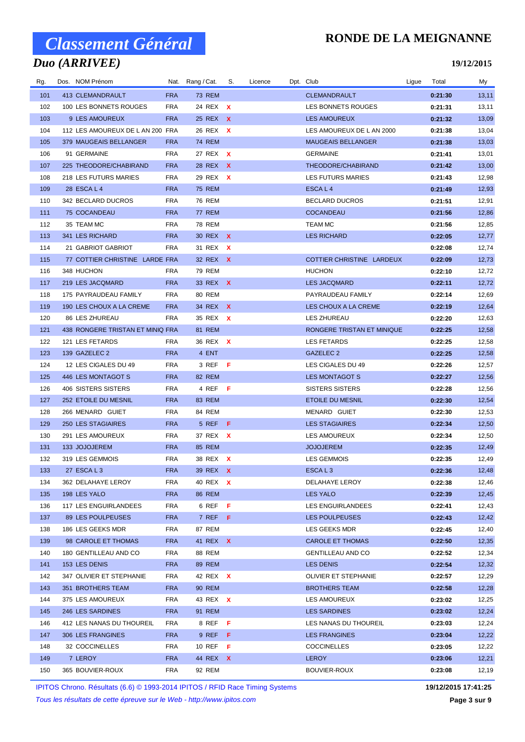# Classement Général

## Duo (ARRIVEE)

**RONDE DE LA MEIGNANNE**

**19/12/2015**

| Rg. | Dos. | NOM Prénom | Nat. | Rang / Cat. | S. | Licence | Dpt. | Club | Ligue | Total | My |
|---|---|---|---|---|---|---|---|---|---|---|---|
| 101 | 413 | CLEMANDRAULT | FRA | 73 REM | | | | CLEMANDRAULT | | 0:21:30 | 13,11 |
| 102 | 100 | LES BONNETS ROUGES | FRA | 24 REX | X | | | LES BONNETS ROUGES | | 0:21:31 | 13,11 |
| 103 | 9 | LES AMOUREUX | FRA | 25 REX | X | | | LES AMOUREUX | | 0:21:32 | 13,09 |
| 104 | 112 | LES AMOUREUX DE L AN 200 | FRA | 26 REX | X | | | LES AMOUREUX DE L AN 2000 | | 0:21:38 | 13,04 |
| 105 | 379 | MAUGEAIS BELLANGER | FRA | 74 REM | | | | MAUGEAIS BELLANGER | | 0:21:38 | 13,03 |
| 106 | 91 | GERMAINE | FRA | 27 REX | X | | | GERMAINE | | 0:21:41 | 13,01 |
| 107 | 225 | THEODORE/CHABIRAND | FRA | 28 REX | X | | | THEODORE/CHABIRAND | | 0:21:42 | 13,00 |
| 108 | 218 | LES FUTURS MARIES | FRA | 29 REX | X | | | LES FUTURS MARIES | | 0:21:43 | 12,98 |
| 109 | 28 | ESCA L 4 | FRA | 75 REM | | | | ESCA L 4 | | 0:21:49 | 12,93 |
| 110 | 342 | BECLARD DUCROS | FRA | 76 REM | | | | BECLARD DUCROS | | 0:21:51 | 12,91 |
| 111 | 75 | COCANDEAU | FRA | 77 REM | | | | COCANDEAU | | 0:21:56 | 12,86 |
| 112 | 35 | TEAM MC | FRA | 78 REM | | | | TEAM MC | | 0:21:56 | 12,85 |
| 113 | 341 | LES RICHARD | FRA | 30 REX | X | | | LES RICHARD | | 0:22:05 | 12,77 |
| 114 | 21 | GABRIOT GABRIOT | FRA | 31 REX | X | | | | | 0:22:08 | 12,74 |
| 115 | 77 | COTTIER CHRISTINE LARDE | FRA | 32 REX | X | | | COTTIER CHRISTINE LARDEUX | | 0:22:09 | 12,73 |
| 116 | 348 | HUCHON | FRA | 79 REM | | | | HUCHON | | 0:22:10 | 12,72 |
| 117 | 219 | LES JACQMARD | FRA | 33 REX | X | | | LES JACQMARD | | 0:22:11 | 12,72 |
| 118 | 175 | PAYRAUDEAU FAMILY | FRA | 80 REM | | | | PAYRAUDEAU FAMILY | | 0:22:14 | 12,69 |
| 119 | 190 | LES CHOUX A LA CREME | FRA | 34 REX | X | | | LES CHOUX A LA CREME | | 0:22:19 | 12,64 |
| 120 | 86 | LES ZHUREAU | FRA | 35 REX | X | | | LES ZHUREAU | | 0:22:20 | 12,63 |
| 121 | 438 | RONGERE TRISTAN ET MINIQ | FRA | 81 REM | | | | RONGERE TRISTAN ET MINIQUE | | 0:22:25 | 12,58 |
| 122 | 121 | LES FETARDS | FRA | 36 REX | X | | | LES FETARDS | | 0:22:25 | 12,58 |
| 123 | 139 | GAZELEC 2 | FRA | 4 ENT | | | | GAZELEC 2 | | 0:22:25 | 12,58 |
| 124 | 12 | LES CIGALES DU 49 | FRA | 3 REF | F | | | LES CIGALES DU 49 | | 0:22:26 | 12,57 |
| 125 | 446 | LES MONTAGOT S | FRA | 82 REM | | | | LES MONTAGOT S | | 0:22:27 | 12,56 |
| 126 | 406 | SISTERS SISTERS | FRA | 4 REF | F | | | SISTERS SISTERS | | 0:22:28 | 12,56 |
| 127 | 252 | ETOILE DU MESNIL | FRA | 83 REM | | | | ETOILE DU MESNIL | | 0:22:30 | 12,54 |
| 128 | 266 | MENARD GUIET | FRA | 84 REM | | | | MENARD GUIET | | 0:22:30 | 12,53 |
| 129 | 250 | LES STAGIAIRES | FRA | 5 REF | F | | | LES STAGIAIRES | | 0:22:34 | 12,50 |
| 130 | 291 | LES AMOUREUX | FRA | 37 REX | X | | | LES AMOUREUX | | 0:22:34 | 12,50 |
| 131 | 133 | JOJOJEREM | FRA | 85 REM | | | | JOJOJEREM | | 0:22:35 | 12,49 |
| 132 | 319 | LES GEMMOIS | FRA | 38 REX | X | | | LES GEMMOIS | | 0:22:35 | 12,49 |
| 133 | 27 | ESCA L 3 | FRA | 39 REX | X | | | ESCA L 3 | | 0:22:36 | 12,48 |
| 134 | 362 | DELAHAYE LEROY | FRA | 40 REX | X | | | DELAHAYE LEROY | | 0:22:38 | 12,46 |
| 135 | 198 | LES YALO | FRA | 86 REM | | | | LES YALO | | 0:22:39 | 12,45 |
| 136 | 117 | LES ENGUIRLANDEES | FRA | 6 REF | F | | | LES ENGUIRLANDEES | | 0:22:41 | 12,43 |
| 137 | 89 | LES POULPEUSES | FRA | 7 REF | F | | | LES POULPEUSES | | 0:22:43 | 12,42 |
| 138 | 186 | LES GEEKS MDR | FRA | 87 REM | | | | LES GEEKS MDR | | 0:22:45 | 12,40 |
| 139 | 98 | CAROLE ET THOMAS | FRA | 41 REX | X | | | CAROLE ET THOMAS | | 0:22:50 | 12,35 |
| 140 | 180 | GENTILLEAU AND CO | FRA | 88 REM | | | | GENTILLEAU AND CO | | 0:22:52 | 12,34 |
| 141 | 153 | LES DENIS | FRA | 89 REM | | | | LES DENIS | | 0:22:54 | 12,32 |
| 142 | 347 | OLIVIER ET STEPHANIE | FRA | 42 REX | X | | | OLIVIER ET STEPHANIE | | 0:22:57 | 12,29 |
| 143 | 351 | BROTHERS TEAM | FRA | 90 REM | | | | BROTHERS TEAM | | 0:22:58 | 12,28 |
| 144 | 375 | LES AMOUREUX | FRA | 43 REX | X | | | LES AMOUREUX | | 0:23:02 | 12,25 |
| 145 | 246 | LES SARDINES | FRA | 91 REM | | | | LES SARDINES | | 0:23:02 | 12,24 |
| 146 | 412 | LES NANAS DU THOUREIL | FRA | 8 REF | F | | | LES NANAS DU THOUREIL | | 0:23:03 | 12,24 |
| 147 | 306 | LES FRANGINES | FRA | 9 REF | F | | | LES FRANGINES | | 0:23:04 | 12,22 |
| 148 | 32 | COCCINELLES | FRA | 10 REF | F | | | COCCINELLES | | 0:23:05 | 12,22 |
| 149 | 7 | LEROY | FRA | 44 REX | X | | | LEROY | | 0:23:06 | 12,21 |
| 150 | 365 | BOUVIER-ROUX | FRA | 92 REM | | | | BOUVIER-ROUX | | 0:23:08 | 12,19 |

IPITOS Chrono. Résultats (6.6) © 1993-2014 IPITOS / RFID Race Timing Systems — 19/12/2015 17:41:25

*Tous les résultats de cette épreuve sur le Web - http://www.ipitos.com*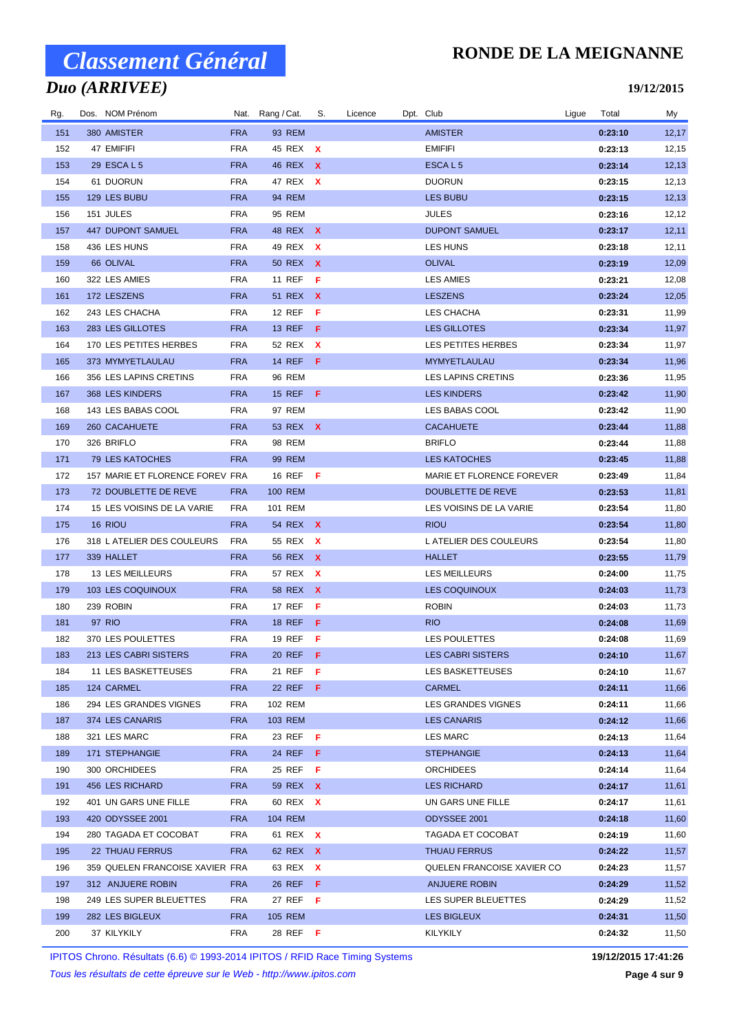# Classement Général

## Duo (ARRIVEE)

## RONDE DE LA MEIGNANNE

**19/12/2015**

| Rg. | Dos. | NOM Prénom | Nat. | Rang / Cat. | S. | Licence | Dpt. | Club | Ligue | Total | My |
|---|---|---|---|---|---|---|---|---|---|---|---|
| 151 | 380 | AMISTER | FRA | 93 REM | | | | AMISTER | | **0:23:10** | 12,17 |
| 152 | 47 | EMIFIFI | FRA | 45 REX | X | | | EMIFIFI | | **0:23:13** | 12,15 |
| 153 | 29 | ESCA L 5 | FRA | 46 REX | X | | | ESCA L 5 | | **0:23:14** | 12,13 |
| 154 | 61 | DUORUN | FRA | 47 REX | X | | | DUORUN | | **0:23:15** | 12,13 |
| 155 | 129 | LES BUBU | FRA | 94 REM | | | | LES BUBU | | **0:23:15** | 12,13 |
| 156 | 151 | JULES | FRA | 95 REM | | | | JULES | | **0:23:16** | 12,12 |
| 157 | 447 | DUPONT SAMUEL | FRA | 48 REX | X | | | DUPONT SAMUEL | | **0:23:17** | 12,11 |
| 158 | 436 | LES HUNS | FRA | 49 REX | X | | | LES HUNS | | **0:23:18** | 12,11 |
| 159 | 66 | OLIVAL | FRA | 50 REX | X | | | OLIVAL | | **0:23:19** | 12,09 |
| 160 | 322 | LES AMIES | FRA | 11 REF | F | | | LES AMIES | | **0:23:21** | 12,08 |
| 161 | 172 | LESZENS | FRA | 51 REX | X | | | LESZENS | | **0:23:24** | 12,05 |
| 162 | 243 | LES CHACHA | FRA | 12 REF | F | | | LES CHACHA | | **0:23:31** | 11,99 |
| 163 | 283 | LES GILLOTES | FRA | 13 REF | F | | | LES GILLOTES | | **0:23:34** | 11,97 |
| 164 | 170 | LES PETITES HERBES | FRA | 52 REX | X | | | LES PETITES HERBES | | **0:23:34** | 11,97 |
| 165 | 373 | MYMYETLAULAU | FRA | 14 REF | F | | | MYMYETLAULAU | | **0:23:34** | 11,96 |
| 166 | 356 | LES LAPINS CRETINS | FRA | 96 REM | | | | LES LAPINS CRETINS | | **0:23:36** | 11,95 |
| 167 | 368 | LES KINDERS | FRA | 15 REF | F | | | LES KINDERS | | **0:23:42** | 11,90 |
| 168 | 143 | LES BABAS COOL | FRA | 97 REM | | | | LES BABAS COOL | | **0:23:42** | 11,90 |
| 169 | 260 | CACAHUETE | FRA | 53 REX | X | | | CACAHUETE | | **0:23:44** | 11,88 |
| 170 | 326 | BRIFLO | FRA | 98 REM | | | | BRIFLO | | **0:23:44** | 11,88 |
| 171 | 79 | LES KATOCHES | FRA | 99 REM | | | | LES KATOCHES | | **0:23:45** | 11,88 |
| 172 | 157 | MARIE ET FLORENCE FOREV | FRA | 16 REF | F | | | MARIE ET FLORENCE FOREVER | | **0:23:49** | 11,84 |
| 173 | 72 | DOUBLETTE DE REVE | FRA | 100 REM | | | | DOUBLETTE DE REVE | | **0:23:53** | 11,81 |
| 174 | 15 | LES VOISINS DE LA VARIE | FRA | 101 REM | | | | LES VOISINS DE LA VARIE | | **0:23:54** | 11,80 |
| 175 | 16 | RIOU | FRA | 54 REX | X | | | RIOU | | **0:23:54** | 11,80 |
| 176 | 318 | L ATELIER DES COULEURS | FRA | 55 REX | X | | | L ATELIER DES COULEURS | | **0:23:54** | 11,80 |
| 177 | 339 | HALLET | FRA | 56 REX | X | | | HALLET | | **0:23:55** | 11,79 |
| 178 | 13 | LES MEILLEURS | FRA | 57 REX | X | | | LES MEILLEURS | | **0:24:00** | 11,75 |
| 179 | 103 | LES COQUINOUX | FRA | 58 REX | X | | | LES COQUINOUX | | **0:24:03** | 11,73 |
| 180 | 239 | ROBIN | FRA | 17 REF | F | | | ROBIN | | **0:24:03** | 11,73 |
| 181 | 97 | RIO | FRA | 18 REF | F | | | RIO | | **0:24:08** | 11,69 |
| 182 | 370 | LES POULETTES | FRA | 19 REF | F | | | LES POULETTES | | **0:24:08** | 11,69 |
| 183 | 213 | LES CABRI SISTERS | FRA | 20 REF | F | | | LES CABRI SISTERS | | **0:24:10** | 11,67 |
| 184 | 11 | LES BASKETTEUSES | FRA | 21 REF | F | | | LES BASKETTEUSES | | **0:24:10** | 11,67 |
| 185 | 124 | CARMEL | FRA | 22 REF | F | | | CARMEL | | **0:24:11** | 11,66 |
| 186 | 294 | LES GRANDES VIGNES | FRA | 102 REM | | | | LES GRANDES VIGNES | | **0:24:11** | 11,66 |
| 187 | 374 | LES CANARIS | FRA | 103 REM | | | | LES CANARIS | | **0:24:12** | 11,66 |
| 188 | 321 | LES MARC | FRA | 23 REF | F | | | LES MARC | | **0:24:13** | 11,64 |
| 189 | 171 | STEPHANGIE | FRA | 24 REF | F | | | STEPHANGIE | | **0:24:13** | 11,64 |
| 190 | 300 | ORCHIDEES | FRA | 25 REF | F | | | ORCHIDEES | | **0:24:14** | 11,64 |
| 191 | 456 | LES RICHARD | FRA | 59 REX | X | | | LES RICHARD | | **0:24:17** | 11,61 |
| 192 | 401 | UN GARS UNE FILLE | FRA | 60 REX | X | | | UN GARS UNE FILLE | | **0:24:17** | 11,61 |
| 193 | 420 | ODYSSEE 2001 | FRA | 104 REM | | | | ODYSSEE 2001 | | **0:24:18** | 11,60 |
| 194 | 280 | TAGADA ET COCOBAT | FRA | 61 REX | X | | | TAGADA ET COCOBAT | | **0:24:19** | 11,60 |
| 195 | 22 | THUAU FERRUS | FRA | 62 REX | X | | | THUAU FERRUS | | **0:24:22** | 11,57 |
| 196 | 359 | QUELEN FRANCOISE XAVIER | FRA | 63 REX | X | | | QUELEN FRANCOISE XAVIER CO | | **0:24:23** | 11,57 |
| 197 | 312 | ANJUERE ROBIN | FRA | 26 REF | F | | | ANJUERE ROBIN | | **0:24:29** | 11,52 |
| 198 | 249 | LES SUPER BLEUETTES | FRA | 27 REF | F | | | LES SUPER BLEUETTES | | **0:24:29** | 11,52 |
| 199 | 282 | LES BIGLEUX | FRA | 105 REM | | | | LES BIGLEUX | | **0:24:31** | 11,50 |
| 200 | 37 | KILYKILY | FRA | 28 REF | F | | | KILYKILY | | **0:24:32** | 11,50 |

IPITOS Chrono. Résultats (6.6) © 1993-2014 IPITOS / RFID Race Timing Systems

*Tous les résultats de cette épreuve sur le Web - http://www.ipitos.com*

**19/12/2015 17:41:26**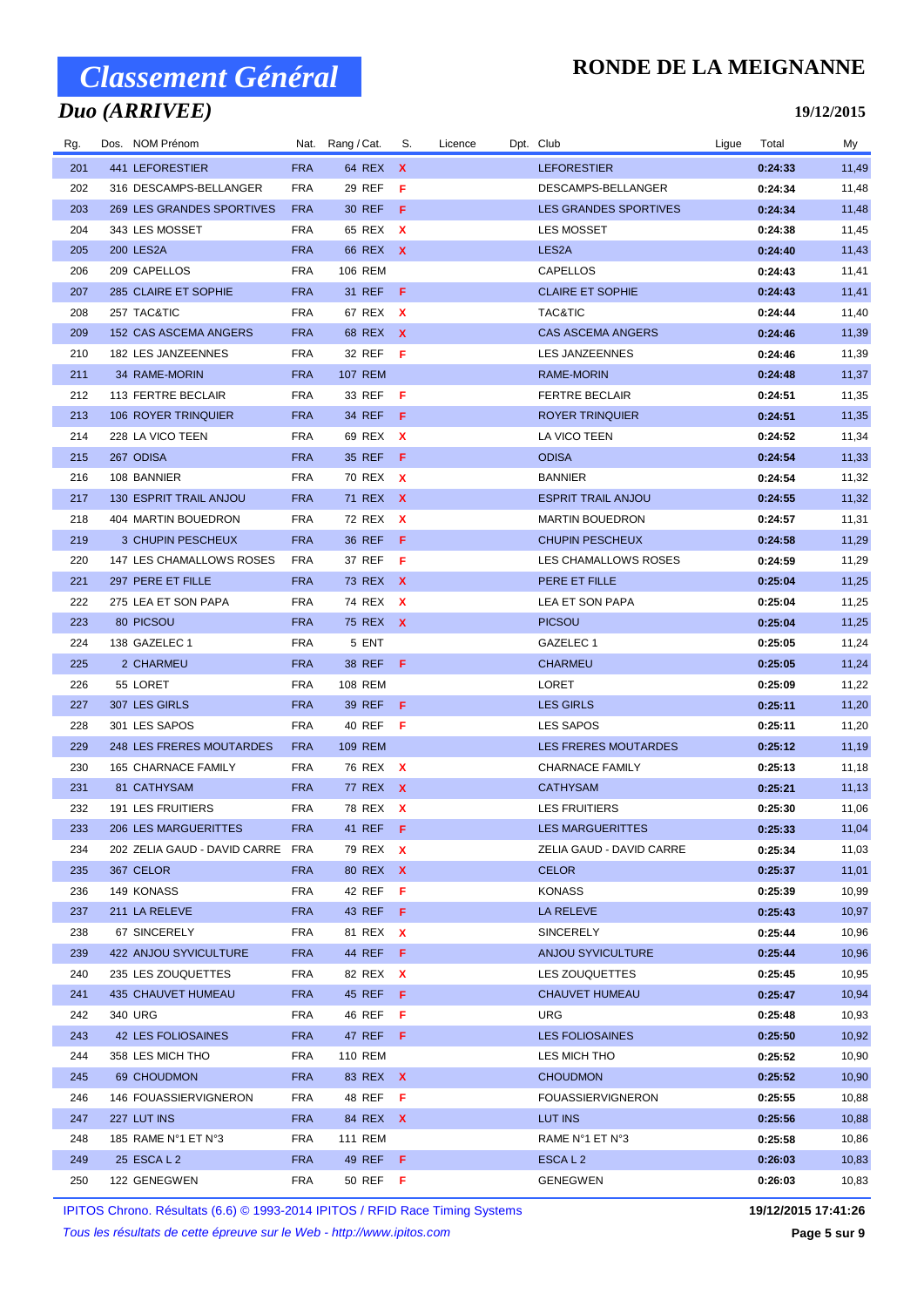# Classement Général

## Duo (ARRIVEE)

**RONDE DE LA MEIGNANNE**

**19/12/2015**

| Rg. | Dos. | NOM Prénom | Nat. | Rang / Cat. | S. | Licence | Dpt. | Club | Ligue | Total | My |
|---|---|---|---|---|---|---|---|---|---|---|---|
| 201 | 441 | LEFORESTIER | FRA | 64 REX | X | | | LEFORESTIER | | **0:24:33** | 11,49 |
| 202 | 316 | DESCAMPS-BELLANGER | FRA | 29 REF | F | | | DESCAMPS-BELLANGER | | **0:24:34** | 11,48 |
| 203 | 269 | LES GRANDES SPORTIVES | FRA | 30 REF | F | | | LES GRANDES SPORTIVES | | **0:24:34** | 11,48 |
| 204 | 343 | LES MOSSET | FRA | 65 REX | X | | | LES MOSSET | | **0:24:38** | 11,45 |
| 205 | 200 | LES2A | FRA | 66 REX | X | | | LES2A | | **0:24:40** | 11,43 |
| 206 | 209 | CAPELLOS | FRA | 106 REM | | | | CAPELLOS | | **0:24:43** | 11,41 |
| 207 | 285 | CLAIRE ET SOPHIE | FRA | 31 REF | F | | | CLAIRE ET SOPHIE | | **0:24:43** | 11,41 |
| 208 | 257 | TAC&TIC | FRA | 67 REX | X | | | TAC&TIC | | **0:24:44** | 11,40 |
| 209 | 152 | CAS ASCEMA ANGERS | FRA | 68 REX | X | | | CAS ASCEMA ANGERS | | **0:24:46** | 11,39 |
| 210 | 182 | LES JANZEENNES | FRA | 32 REF | F | | | LES JANZEENNES | | **0:24:46** | 11,39 |
| 211 | 34 | RAME-MORIN | FRA | 107 REM | | | | RAME-MORIN | | **0:24:48** | 11,37 |
| 212 | 113 | FERTRE BECLAIR | FRA | 33 REF | F | | | FERTRE BECLAIR | | **0:24:51** | 11,35 |
| 213 | 106 | ROYER TRINQUIER | FRA | 34 REF | F | | | ROYER TRINQUIER | | **0:24:51** | 11,35 |
| 214 | 228 | LA VICO TEEN | FRA | 69 REX | X | | | LA VICO TEEN | | **0:24:52** | 11,34 |
| 215 | 267 | ODISA | FRA | 35 REF | F | | | ODISA | | **0:24:54** | 11,33 |
| 216 | 108 | BANNIER | FRA | 70 REX | X | | | BANNIER | | **0:24:54** | 11,32 |
| 217 | 130 | ESPRIT TRAIL ANJOU | FRA | 71 REX | X | | | ESPRIT TRAIL ANJOU | | **0:24:55** | 11,32 |
| 218 | 404 | MARTIN BOUEDRON | FRA | 72 REX | X | | | MARTIN BOUEDRON | | **0:24:57** | 11,31 |
| 219 | 3 | CHUPIN PESCHEUX | FRA | 36 REF | F | | | CHUPIN PESCHEUX | | **0:24:58** | 11,29 |
| 220 | 147 | LES CHAMALLOWS ROSES | FRA | 37 REF | F | | | LES CHAMALLOWS ROSES | | **0:24:59** | 11,29 |
| 221 | 297 | PERE ET FILLE | FRA | 73 REX | X | | | PERE ET FILLE | | **0:25:04** | 11,25 |
| 222 | 275 | LEA ET SON PAPA | FRA | 74 REX | X | | | LEA ET SON PAPA | | **0:25:04** | 11,25 |
| 223 | 80 | PICSOU | FRA | 75 REX | X | | | PICSOU | | **0:25:04** | 11,25 |
| 224 | 138 | GAZELEC 1 | FRA | 5 ENT | | | | GAZELEC 1 | | **0:25:05** | 11,24 |
| 225 | 2 | CHARMEU | FRA | 38 REF | F | | | CHARMEU | | **0:25:05** | 11,24 |
| 226 | 55 | LORET | FRA | 108 REM | | | | LORET | | **0:25:09** | 11,22 |
| 227 | 307 | LES GIRLS | FRA | 39 REF | F | | | LES GIRLS | | **0:25:11** | 11,20 |
| 228 | 301 | LES SAPOS | FRA | 40 REF | F | | | LES SAPOS | | **0:25:11** | 11,20 |
| 229 | 248 | LES FRERES MOUTARDES | FRA | 109 REM | | | | LES FRERES MOUTARDES | | **0:25:12** | 11,19 |
| 230 | 165 | CHARNACE FAMILY | FRA | 76 REX | X | | | CHARNACE FAMILY | | **0:25:13** | 11,18 |
| 231 | 81 | CATHYSAM | FRA | 77 REX | X | | | CATHYSAM | | **0:25:21** | 11,13 |
| 232 | 191 | LES FRUITIERS | FRA | 78 REX | X | | | LES FRUITIERS | | **0:25:30** | 11,06 |
| 233 | 206 | LES MARGUERITTES | FRA | 41 REF | F | | | LES MARGUERITTES | | **0:25:33** | 11,04 |
| 234 | 202 | ZELIA GAUD - DAVID CARRE | FRA | 79 REX | X | | | ZELIA GAUD - DAVID CARRE | | **0:25:34** | 11,03 |
| 235 | 367 | CELOR | FRA | 80 REX | X | | | CELOR | | **0:25:37** | 11,01 |
| 236 | 149 | KONASS | FRA | 42 REF | F | | | KONASS | | **0:25:39** | 10,99 |
| 237 | 211 | LA RELEVE | FRA | 43 REF | F | | | LA RELEVE | | **0:25:43** | 10,97 |
| 238 | 67 | SINCERELY | FRA | 81 REX | X | | | SINCERELY | | **0:25:44** | 10,96 |
| 239 | 422 | ANJOU SYVICULTURE | FRA | 44 REF | F | | | ANJOU SYVICULTURE | | **0:25:44** | 10,96 |
| 240 | 235 | LES ZOUQUETTES | FRA | 82 REX | X | | | LES ZOUQUETTES | | **0:25:45** | 10,95 |
| 241 | 435 | CHAUVET HUMEAU | FRA | 45 REF | F | | | CHAUVET HUMEAU | | **0:25:47** | 10,94 |
| 242 | 340 | URG | FRA | 46 REF | F | | | URG | | **0:25:48** | 10,93 |
| 243 | 42 | LES FOLIOSAINES | FRA | 47 REF | F | | | LES FOLIOSAINES | | **0:25:50** | 10,92 |
| 244 | 358 | LES MICH THO | FRA | 110 REM | | | | LES MICH THO | | **0:25:52** | 10,90 |
| 245 | 69 | CHOUDMON | FRA | 83 REX | X | | | CHOUDMON | | **0:25:52** | 10,90 |
| 246 | 146 | FOUASSIERVIGNERON | FRA | 48 REF | F | | | FOUASSIERVIGNERON | | **0:25:55** | 10,88 |
| 247 | 227 | LUT INS | FRA | 84 REX | X | | | LUT INS | | **0:25:56** | 10,88 |
| 248 | 185 | RAME N°1 ET N°3 | FRA | 111 REM | | | | RAME N°1 ET N°3 | | **0:25:58** | 10,86 |
| 249 | 25 | ESCA L 2 | FRA | 49 REF | F | | | ESCA L 2 | | **0:26:03** | 10,83 |
| 250 | 122 | GENEGWEN | FRA | 50 REF | F | | | GENEGWEN | | **0:26:03** | 10,83 |

IPITOS Chrono. Résultats (6.6) © 1993-2014 IPITOS / RFID Race Timing Systems — **19/12/2015 17:41:26**

*Tous les résultats de cette épreuve sur le Web - http://www.ipitos.com*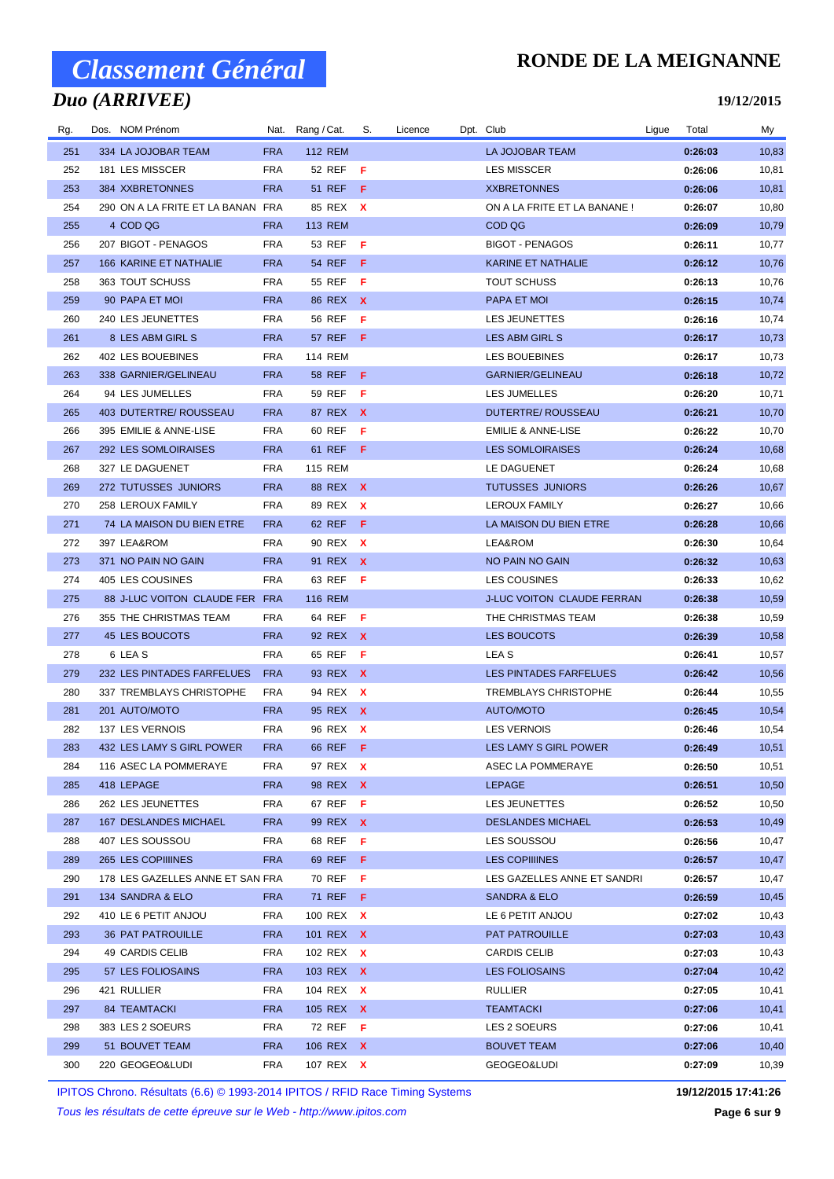# Classement Général

## Duo (ARRIVEE)

**RONDE DE LA MEIGNANNE**

**19/12/2015**

| Rg. | Dos. | NOM Prénom | Nat. | Rang / Cat. | S. | Licence | Dpt. | Club | Ligue | Total | My |
|---|---|---|---|---|---|---|---|---|---|---|---|
| 251 | 334 | LA JOJOBAR TEAM | FRA | 112 REM | | | | LA JOJOBAR TEAM | | **0:26:03** | 10,83 |
| 252 | 181 | LES MISSCER | FRA | 52 REF | F | | | LES MISSCER | | **0:26:06** | 10,81 |
| 253 | 384 | XXBRETONNES | FRA | 51 REF | F | | | XXBRETONNES | | **0:26:06** | 10,81 |
| 254 | 290 | ON A LA FRITE ET LA BANAN | FRA | 85 REX | X | | | ON A LA FRITE ET LA BANANE ! | | **0:26:07** | 10,80 |
| 255 | 4 | COD QG | FRA | 113 REM | | | | COD QG | | **0:26:09** | 10,79 |
| 256 | 207 | BIGOT - PENAGOS | FRA | 53 REF | F | | | BIGOT - PENAGOS | | **0:26:11** | 10,77 |
| 257 | 166 | KARINE ET NATHALIE | FRA | 54 REF | F | | | KARINE ET NATHALIE | | **0:26:12** | 10,76 |
| 258 | 363 | TOUT SCHUSS | FRA | 55 REF | F | | | TOUT SCHUSS | | **0:26:13** | 10,76 |
| 259 | 90 | PAPA ET MOI | FRA | 86 REX | X | | | PAPA ET MOI | | **0:26:15** | 10,74 |
| 260 | 240 | LES JEUNETTES | FRA | 56 REF | F | | | LES JEUNETTES | | **0:26:16** | 10,74 |
| 261 | 8 | LES ABM GIRL S | FRA | 57 REF | F | | | LES ABM GIRL S | | **0:26:17** | 10,73 |
| 262 | 402 | LES BOUEBINES | FRA | 114 REM | | | | LES BOUEBINES | | **0:26:17** | 10,73 |
| 263 | 338 | GARNIER/GELINEAU | FRA | 58 REF | F | | | GARNIER/GELINEAU | | **0:26:18** | 10,72 |
| 264 | 94 | LES JUMELLES | FRA | 59 REF | F | | | LES JUMELLES | | **0:26:20** | 10,71 |
| 265 | 403 | DUTERTRE/ ROUSSEAU | FRA | 87 REX | X | | | DUTERTRE/ ROUSSEAU | | **0:26:21** | 10,70 |
| 266 | 395 | EMILIE & ANNE-LISE | FRA | 60 REF | F | | | EMILIE & ANNE-LISE | | **0:26:22** | 10,70 |
| 267 | 292 | LES SOMLOIRAISES | FRA | 61 REF | F | | | LES SOMLOIRAISES | | **0:26:24** | 10,68 |
| 268 | 327 | LE DAGUENET | FRA | 115 REM | | | | LE DAGUENET | | **0:26:24** | 10,68 |
| 269 | 272 | TUTUSSES JUNIORS | FRA | 88 REX | X | | | TUTUSSES JUNIORS | | **0:26:26** | 10,67 |
| 270 | 258 | LEROUX FAMILY | FRA | 89 REX | X | | | LEROUX FAMILY | | **0:26:27** | 10,66 |
| 271 | 74 | LA MAISON DU BIEN ETRE | FRA | 62 REF | F | | | LA MAISON DU BIEN ETRE | | **0:26:28** | 10,66 |
| 272 | 397 | LEA&ROM | FRA | 90 REX | X | | | LEA&ROM | | **0:26:30** | 10,64 |
| 273 | 371 | NO PAIN NO GAIN | FRA | 91 REX | X | | | NO PAIN NO GAIN | | **0:26:32** | 10,63 |
| 274 | 405 | LES COUSINES | FRA | 63 REF | F | | | LES COUSINES | | **0:26:33** | 10,62 |
| 275 | 88 | J-LUC VOITON CLAUDE FER | FRA | 116 REM | | | | J-LUC VOITON CLAUDE FERRAN | | **0:26:38** | 10,59 |
| 276 | 355 | THE CHRISTMAS TEAM | FRA | 64 REF | F | | | THE CHRISTMAS TEAM | | **0:26:38** | 10,59 |
| 277 | 45 | LES BOUCOTS | FRA | 92 REX | X | | | LES BOUCOTS | | **0:26:39** | 10,58 |
| 278 | 6 | LEA S | FRA | 65 REF | F | | | LEA S | | **0:26:41** | 10,57 |
| 279 | 232 | LES PINTADES FARFELUES | FRA | 93 REX | X | | | LES PINTADES FARFELUES | | **0:26:42** | 10,56 |
| 280 | 337 | TREMBLAYS CHRISTOPHE | FRA | 94 REX | X | | | TREMBLAYS CHRISTOPHE | | **0:26:44** | 10,55 |
| 281 | 201 | AUTO/MOTO | FRA | 95 REX | X | | | AUTO/MOTO | | **0:26:45** | 10,54 |
| 282 | 137 | LES VERNOIS | FRA | 96 REX | X | | | LES VERNOIS | | **0:26:46** | 10,54 |
| 283 | 432 | LES LAMY S GIRL POWER | FRA | 66 REF | F | | | LES LAMY S GIRL POWER | | **0:26:49** | 10,51 |
| 284 | 116 | ASEC LA POMMERAYE | FRA | 97 REX | X | | | ASEC LA POMMERAYE | | **0:26:50** | 10,51 |
| 285 | 418 | LEPAGE | FRA | 98 REX | X | | | LEPAGE | | **0:26:51** | 10,50 |
| 286 | 262 | LES JEUNETTES | FRA | 67 REF | F | | | LES JEUNETTES | | **0:26:52** | 10,50 |
| 287 | 167 | DESLANDES MICHAEL | FRA | 99 REX | X | | | DESLANDES MICHAEL | | **0:26:53** | 10,49 |
| 288 | 407 | LES SOUSSOU | FRA | 68 REF | F | | | LES SOUSSOU | | **0:26:56** | 10,47 |
| 289 | 265 | LES COPIIIINES | FRA | 69 REF | F | | | LES COPIIIINES | | **0:26:57** | 10,47 |
| 290 | 178 | LES GAZELLES ANNE ET SAN | FRA | 70 REF | F | | | LES GAZELLES ANNE ET SANDRI | | **0:26:57** | 10,47 |
| 291 | 134 | SANDRA & ELO | FRA | 71 REF | F | | | SANDRA & ELO | | **0:26:59** | 10,45 |
| 292 | 410 | LE 6 PETIT ANJOU | FRA | 100 REX | X | | | LE 6 PETIT ANJOU | | **0:27:02** | 10,43 |
| 293 | 36 | PAT PATROUILLE | FRA | 101 REX | X | | | PAT PATROUILLE | | **0:27:03** | 10,43 |
| 294 | 49 | CARDIS CELIB | FRA | 102 REX | X | | | CARDIS CELIB | | **0:27:03** | 10,43 |
| 295 | 57 | LES FOLIOSAINS | FRA | 103 REX | X | | | LES FOLIOSAINS | | **0:27:04** | 10,42 |
| 296 | 421 | RULLIER | FRA | 104 REX | X | | | RULLIER | | **0:27:05** | 10,41 |
| 297 | 84 | TEAMTACKI | FRA | 105 REX | X | | | TEAMTACKI | | **0:27:06** | 10,41 |
| 298 | 383 | LES 2 SOEURS | FRA | 72 REF | F | | | LES 2 SOEURS | | **0:27:06** | 10,41 |
| 299 | 51 | BOUVET TEAM | FRA | 106 REX | X | | | BOUVET TEAM | | **0:27:06** | 10,40 |
| 300 | 220 | GEOGEO&LUDI | FRA | 107 REX | X | | | GEOGEO&LUDI | | **0:27:09** | 10,39 |

IPITOS Chrono. Résultats (6.6) © 1993-2014 IPITOS / RFID Race Timing Systems — **19/12/2015 17:41:26**

*Tous les résultats de cette épreuve sur le Web - http://www.ipitos.com*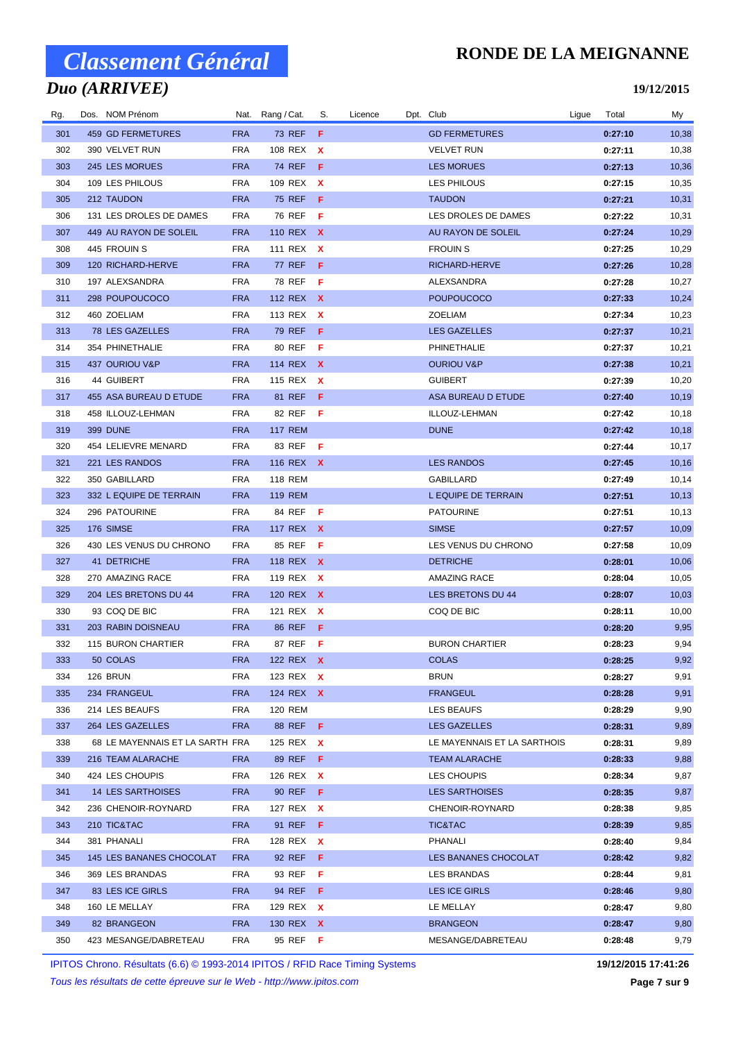# Classement Général

## Duo (ARRIVEE)

# RONDE DE LA MEIGNANNE

**19/12/2015**

| Rg. | Dos. | NOM Prénom | Nat. | Rang / Cat. | S. | Licence | Dpt. | Club | Ligue | Total | My |
|---|---|---|---|---|---|---|---|---|---|---|---|
| 301 | 459 | GD FERMETURES | FRA | 73 REF | F | | | GD FERMETURES | | 0:27:10 | 10,38 |
| 302 | 390 | VELVET RUN | FRA | 108 REX | X | | | VELVET RUN | | 0:27:11 | 10,38 |
| 303 | 245 | LES MORUES | FRA | 74 REF | F | | | LES MORUES | | 0:27:13 | 10,36 |
| 304 | 109 | LES PHILOUS | FRA | 109 REX | X | | | LES PHILOUS | | 0:27:15 | 10,35 |
| 305 | 212 | TAUDON | FRA | 75 REF | F | | | TAUDON | | 0:27:21 | 10,31 |
| 306 | 131 | LES DROLES DE DAMES | FRA | 76 REF | F | | | LES DROLES DE DAMES | | 0:27:22 | 10,31 |
| 307 | 449 | AU RAYON DE SOLEIL | FRA | 110 REX | X | | | AU RAYON DE SOLEIL | | 0:27:24 | 10,29 |
| 308 | 445 | FROUIN S | FRA | 111 REX | X | | | FROUIN S | | 0:27:25 | 10,29 |
| 309 | 120 | RICHARD-HERVE | FRA | 77 REF | F | | | RICHARD-HERVE | | 0:27:26 | 10,28 |
| 310 | 197 | ALEXSANDRA | FRA | 78 REF | F | | | ALEXSANDRA | | 0:27:28 | 10,27 |
| 311 | 298 | POUPOUCOCO | FRA | 112 REX | X | | | POUPOUCOCO | | 0:27:33 | 10,24 |
| 312 | 460 | ZOELIAM | FRA | 113 REX | X | | | ZOELIAM | | 0:27:34 | 10,23 |
| 313 | 78 | LES GAZELLES | FRA | 79 REF | F | | | LES GAZELLES | | 0:27:37 | 10,21 |
| 314 | 354 | PHINETHALIE | FRA | 80 REF | F | | | PHINETHALIE | | 0:27:37 | 10,21 |
| 315 | 437 | OURIOU V&P | FRA | 114 REX | X | | | OURIOU V&P | | 0:27:38 | 10,21 |
| 316 | 44 | GUIBERT | FRA | 115 REX | X | | | GUIBERT | | 0:27:39 | 10,20 |
| 317 | 455 | ASA BUREAU D ETUDE | FRA | 81 REF | F | | | ASA BUREAU D ETUDE | | 0:27:40 | 10,19 |
| 318 | 458 | ILLOUZ-LEHMAN | FRA | 82 REF | F | | | ILLOUZ-LEHMAN | | 0:27:42 | 10,18 |
| 319 | 399 | DUNE | FRA | 117 REM | | | | DUNE | | 0:27:42 | 10,18 |
| 320 | 454 | LELIEVRE MENARD | FRA | 83 REF | F | | | | | 0:27:44 | 10,17 |
| 321 | 221 | LES RANDOS | FRA | 116 REX | X | | | LES RANDOS | | 0:27:45 | 10,16 |
| 322 | 350 | GABILLARD | FRA | 118 REM | | | | GABILLARD | | 0:27:49 | 10,14 |
| 323 | 332 | L EQUIPE DE TERRAIN | FRA | 119 REM | | | | L EQUIPE DE TERRAIN | | 0:27:51 | 10,13 |
| 324 | 296 | PATOURINE | FRA | 84 REF | F | | | PATOURINE | | 0:27:51 | 10,13 |
| 325 | 176 | SIMSE | FRA | 117 REX | X | | | SIMSE | | 0:27:57 | 10,09 |
| 326 | 430 | LES VENUS DU CHRONO | FRA | 85 REF | F | | | LES VENUS DU CHRONO | | 0:27:58 | 10,09 |
| 327 | 41 | DETRICHE | FRA | 118 REX | X | | | DETRICHE | | 0:28:01 | 10,06 |
| 328 | 270 | AMAZING RACE | FRA | 119 REX | X | | | AMAZING RACE | | 0:28:04 | 10,05 |
| 329 | 204 | LES BRETONS DU 44 | FRA | 120 REX | X | | | LES BRETONS DU 44 | | 0:28:07 | 10,03 |
| 330 | 93 | COQ DE BIC | FRA | 121 REX | X | | | COQ DE BIC | | 0:28:11 | 10,00 |
| 331 | 203 | RABIN DOISNEAU | FRA | 86 REF | F | | | | | 0:28:20 | 9,95 |
| 332 | 115 | BURON CHARTIER | FRA | 87 REF | F | | | BURON CHARTIER | | 0:28:23 | 9,94 |
| 333 | 50 | COLAS | FRA | 122 REX | X | | | COLAS | | 0:28:25 | 9,92 |
| 334 | 126 | BRUN | FRA | 123 REX | X | | | BRUN | | 0:28:27 | 9,91 |
| 335 | 234 | FRANGEUL | FRA | 124 REX | X | | | FRANGEUL | | 0:28:28 | 9,91 |
| 336 | 214 | LES BEAUFS | FRA | 120 REM | | | | LES BEAUFS | | 0:28:29 | 9,90 |
| 337 | 264 | LES GAZELLES | FRA | 88 REF | F | | | LES GAZELLES | | 0:28:31 | 9,89 |
| 338 | 68 | LE MAYENNAIS ET LA SARTH | FRA | 125 REX | X | | | LE MAYENNAIS ET LA SARTHOIS | | 0:28:31 | 9,89 |
| 339 | 216 | TEAM ALARACHE | FRA | 89 REF | F | | | TEAM ALARACHE | | 0:28:33 | 9,88 |
| 340 | 424 | LES CHOUPIS | FRA | 126 REX | X | | | LES CHOUPIS | | 0:28:34 | 9,87 |
| 341 | 14 | LES SARTHOISES | FRA | 90 REF | F | | | LES SARTHOISES | | 0:28:35 | 9,87 |
| 342 | 236 | CHENOIR-ROYNARD | FRA | 127 REX | X | | | CHENOIR-ROYNARD | | 0:28:38 | 9,85 |
| 343 | 210 | TIC&TAC | FRA | 91 REF | F | | | TIC&TAC | | 0:28:39 | 9,85 |
| 344 | 381 | PHANALI | FRA | 128 REX | X | | | PHANALI | | 0:28:40 | 9,84 |
| 345 | 145 | LES BANANES CHOCOLAT | FRA | 92 REF | F | | | LES BANANES CHOCOLAT | | 0:28:42 | 9,82 |
| 346 | 369 | LES BRANDAS | FRA | 93 REF | F | | | LES BRANDAS | | 0:28:44 | 9,81 |
| 347 | 83 | LES ICE GIRLS | FRA | 94 REF | F | | | LES ICE GIRLS | | 0:28:46 | 9,80 |
| 348 | 160 | LE MELLAY | FRA | 129 REX | X | | | LE MELLAY | | 0:28:47 | 9,80 |
| 349 | 82 | BRANGEON | FRA | 130 REX | X | | | BRANGEON | | 0:28:47 | 9,80 |
| 350 | 423 | MESANGE/DABRETEAU | FRA | 95 REF | F | | | MESANGE/DABRETEAU | | 0:28:48 | 9,79 |

IPITOS Chrono. Résultats (6.6) © 1993-2014 IPITOS / RFID Race Timing Systems

*Tous les résultats de cette épreuve sur le Web - http://www.ipitos.com*

**19/12/2015 17:41:26**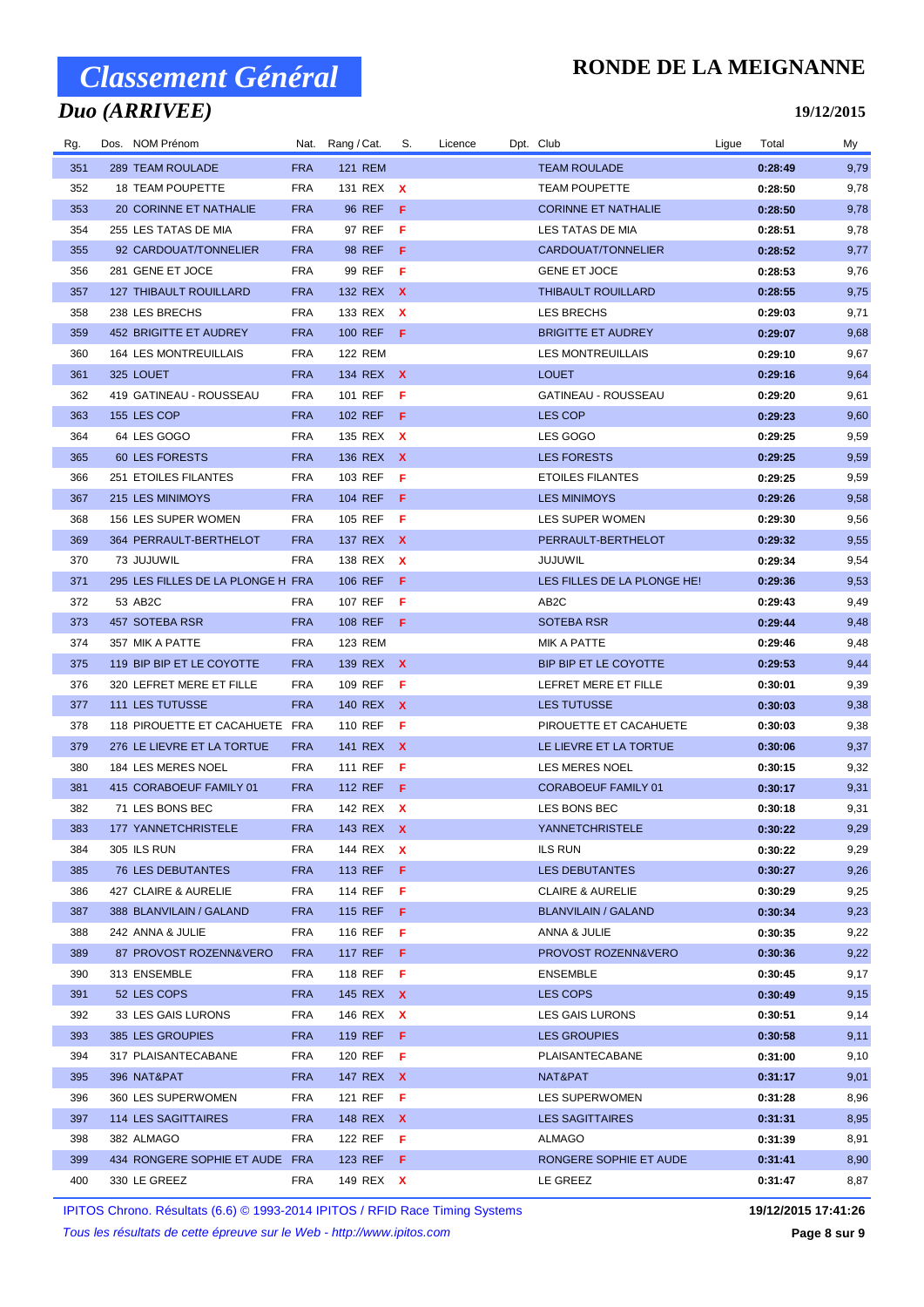# Classement Général

## RONDE DE LA MEIGNANNE

### Duo (ARRIVEE)

**19/12/2015**

| Rg. | Dos. | NOM Prénom | Nat. | Rang / Cat. | S. | Licence | Dpt. | Club | Ligue | Total | My |
|---|---|---|---|---|---|---|---|---|---|---|---|
| 351 | 289 | TEAM ROULADE | FRA | 121 REM | | | | TEAM ROULADE | | 0:28:49 | 9,79 |
| 352 | 18 | TEAM POUPETTE | FRA | 131 REX | X | | | TEAM POUPETTE | | 0:28:50 | 9,78 |
| 353 | 20 | CORINNE ET NATHALIE | FRA | 96 REF | F | | | CORINNE ET NATHALIE | | 0:28:50 | 9,78 |
| 354 | 255 | LES TATAS DE MIA | FRA | 97 REF | F | | | LES TATAS DE MIA | | 0:28:51 | 9,78 |
| 355 | 92 | CARDOUAT/TONNELIER | FRA | 98 REF | F | | | CARDOUAT/TONNELIER | | 0:28:52 | 9,77 |
| 356 | 281 | GENE ET JOCE | FRA | 99 REF | F | | | GENE ET JOCE | | 0:28:53 | 9,76 |
| 357 | 127 | THIBAULT ROUILLARD | FRA | 132 REX | X | | | THIBAULT ROUILLARD | | 0:28:55 | 9,75 |
| 358 | 238 | LES BRECHS | FRA | 133 REX | X | | | LES BRECHS | | 0:29:03 | 9,71 |
| 359 | 452 | BRIGITTE ET AUDREY | FRA | 100 REF | F | | | BRIGITTE ET AUDREY | | 0:29:07 | 9,68 |
| 360 | 164 | LES MONTREUILLAIS | FRA | 122 REM | | | | LES MONTREUILLAIS | | 0:29:10 | 9,67 |
| 361 | 325 | LOUET | FRA | 134 REX | X | | | LOUET | | 0:29:16 | 9,64 |
| 362 | 419 | GATINEAU - ROUSSEAU | FRA | 101 REF | F | | | GATINEAU - ROUSSEAU | | 0:29:20 | 9,61 |
| 363 | 155 | LES COP | FRA | 102 REF | F | | | LES COP | | 0:29:23 | 9,60 |
| 364 | 64 | LES GOGO | FRA | 135 REX | X | | | LES GOGO | | 0:29:25 | 9,59 |
| 365 | 60 | LES FORESTS | FRA | 136 REX | X | | | LES FORESTS | | 0:29:25 | 9,59 |
| 366 | 251 | ETOILES FILANTES | FRA | 103 REF | F | | | ETOILES FILANTES | | 0:29:25 | 9,59 |
| 367 | 215 | LES MINIMOYS | FRA | 104 REF | F | | | LES MINIMOYS | | 0:29:26 | 9,58 |
| 368 | 156 | LES SUPER WOMEN | FRA | 105 REF | F | | | LES SUPER WOMEN | | 0:29:30 | 9,56 |
| 369 | 364 | PERRAULT-BERTHELOT | FRA | 137 REX | X | | | PERRAULT-BERTHELOT | | 0:29:32 | 9,55 |
| 370 | 73 | JUJUWIL | FRA | 138 REX | X | | | JUJUWIL | | 0:29:34 | 9,54 |
| 371 | 295 | LES FILLES DE LA PLONGE H | FRA | 106 REF | F | | | LES FILLES DE LA PLONGE HE! | | 0:29:36 | 9,53 |
| 372 | 53 | AB2C | FRA | 107 REF | F | | | AB2C | | 0:29:43 | 9,49 |
| 373 | 457 | SOTEBA RSR | FRA | 108 REF | F | | | SOTEBA RSR | | 0:29:44 | 9,48 |
| 374 | 357 | MIK A PATTE | FRA | 123 REM | | | | MIK A PATTE | | 0:29:46 | 9,48 |
| 375 | 119 | BIP BIP ET LE COYOTTE | FRA | 139 REX | X | | | BIP BIP ET LE COYOTTE | | 0:29:53 | 9,44 |
| 376 | 320 | LEFRET MERE ET FILLE | FRA | 109 REF | F | | | LEFRET MERE ET FILLE | | 0:30:01 | 9,39 |
| 377 | 111 | LES TUTUSSE | FRA | 140 REX | X | | | LES TUTUSSE | | 0:30:03 | 9,38 |
| 378 | 118 | PIROUETTE ET CACAHUETE | FRA | 110 REF | F | | | PIROUETTE ET CACAHUETE | | 0:30:03 | 9,38 |
| 379 | 276 | LE LIEVRE ET LA TORTUE | FRA | 141 REX | X | | | LE LIEVRE ET LA TORTUE | | 0:30:06 | 9,37 |
| 380 | 184 | LES MERES NOEL | FRA | 111 REF | F | | | LES MERES NOEL | | 0:30:15 | 9,32 |
| 381 | 415 | CORABOEUF FAMILY 01 | FRA | 112 REF | F | | | CORABOEUF FAMILY 01 | | 0:30:17 | 9,31 |
| 382 | 71 | LES BONS BEC | FRA | 142 REX | X | | | LES BONS BEC | | 0:30:18 | 9,31 |
| 383 | 177 | YANNETCHRISTELE | FRA | 143 REX | X | | | YANNETCHRISTELE | | 0:30:22 | 9,29 |
| 384 | 305 | ILS RUN | FRA | 144 REX | X | | | ILS RUN | | 0:30:22 | 9,29 |
| 385 | 76 | LES DEBUTANTES | FRA | 113 REF | F | | | LES DEBUTANTES | | 0:30:27 | 9,26 |
| 386 | 427 | CLAIRE & AURELIE | FRA | 114 REF | F | | | CLAIRE & AURELIE | | 0:30:29 | 9,25 |
| 387 | 388 | BLANVILAIN / GALAND | FRA | 115 REF | F | | | BLANVILAIN / GALAND | | 0:30:34 | 9,23 |
| 388 | 242 | ANNA & JULIE | FRA | 116 REF | F | | | ANNA & JULIE | | 0:30:35 | 9,22 |
| 389 | 87 | PROVOST ROZENN&VERO | FRA | 117 REF | F | | | PROVOST ROZENN&VERO | | 0:30:36 | 9,22 |
| 390 | 313 | ENSEMBLE | FRA | 118 REF | F | | | ENSEMBLE | | 0:30:45 | 9,17 |
| 391 | 52 | LES COPS | FRA | 145 REX | X | | | LES COPS | | 0:30:49 | 9,15 |
| 392 | 33 | LES GAIS LURONS | FRA | 146 REX | X | | | LES GAIS LURONS | | 0:30:51 | 9,14 |
| 393 | 385 | LES GROUPIES | FRA | 119 REF | F | | | LES GROUPIES | | 0:30:58 | 9,11 |
| 394 | 317 | PLAISANTECABANE | FRA | 120 REF | F | | | PLAISANTECABANE | | 0:31:00 | 9,10 |
| 395 | 396 | NAT&PAT | FRA | 147 REX | X | | | NAT&PAT | | 0:31:17 | 9,01 |
| 396 | 360 | LES SUPERWOMEN | FRA | 121 REF | F | | | LES SUPERWOMEN | | 0:31:28 | 8,96 |
| 397 | 114 | LES SAGITTAIRES | FRA | 148 REX | X | | | LES SAGITTAIRES | | 0:31:31 | 8,95 |
| 398 | 382 | ALMAGO | FRA | 122 REF | F | | | ALMAGO | | 0:31:39 | 8,91 |
| 399 | 434 | RONGERE SOPHIE ET AUDE | FRA | 123 REF | F | | | RONGERE SOPHIE ET AUDE | | 0:31:41 | 8,90 |
| 400 | 330 | LE GREEZ | FRA | 149 REX | X | | | LE GREEZ | | 0:31:47 | 8,87 |

IPITOS Chrono. Résultats (6.6) © 1993-2014 IPITOS / RFID Race Timing Systems — 19/12/2015 17:41:26

*Tous les résultats de cette épreuve sur le Web - http://www.ipitos.com*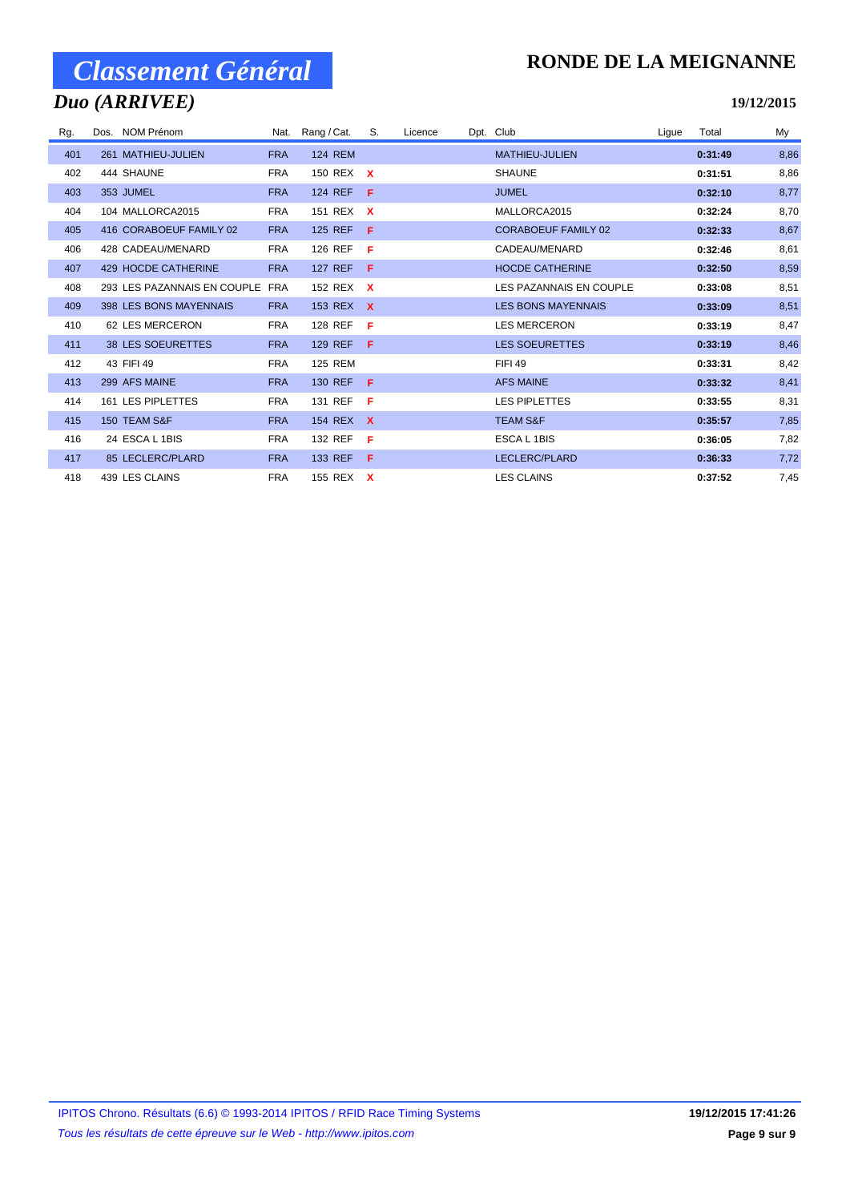# Classement Général

## Duo (ARRIVEE)

**RONDE DE LA MEIGNANNE**

**19/12/2015**

| Rg. | Dos. | NOM Prénom | Nat. | Rang / Cat. | S. | Licence | Dpt. | Club | Ligue | Total | My |
|---|---|---|---|---|---|---|---|---|---|---|---|
| 401 | 261 | MATHIEU-JULIEN | FRA | 124 REM | | | | MATHIEU-JULIEN | | **0:31:49** | 8,86 |
| 402 | 444 | SHAUNE | FRA | 150 REX | X | | | SHAUNE | | **0:31:51** | 8,86 |
| 403 | 353 | JUMEL | FRA | 124 REF | F | | | JUMEL | | **0:32:10** | 8,77 |
| 404 | 104 | MALLORCA2015 | FRA | 151 REX | X | | | MALLORCA2015 | | **0:32:24** | 8,70 |
| 405 | 416 | CORABOEUF FAMILY 02 | FRA | 125 REF | F | | | CORABOEUF FAMILY 02 | | **0:32:33** | 8,67 |
| 406 | 428 | CADEAU/MENARD | FRA | 126 REF | F | | | CADEAU/MENARD | | **0:32:46** | 8,61 |
| 407 | 429 | HOCDE CATHERINE | FRA | 127 REF | F | | | HOCDE CATHERINE | | **0:32:50** | 8,59 |
| 408 | 293 | LES PAZANNAIS EN COUPLE | FRA | 152 REX | X | | | LES PAZANNAIS EN COUPLE | | **0:33:08** | 8,51 |
| 409 | 398 | LES BONS MAYENNAIS | FRA | 153 REX | X | | | LES BONS MAYENNAIS | | **0:33:09** | 8,51 |
| 410 | 62 | LES MERCERON | FRA | 128 REF | F | | | LES MERCERON | | **0:33:19** | 8,47 |
| 411 | 38 | LES SOEURETTES | FRA | 129 REF | F | | | LES SOEURETTES | | **0:33:19** | 8,46 |
| 412 | 43 | FIFI 49 | FRA | 125 REM | | | | FIFI 49 | | **0:33:31** | 8,42 |
| 413 | 299 | AFS MAINE | FRA | 130 REF | F | | | AFS MAINE | | **0:33:32** | 8,41 |
| 414 | 161 | LES PIPLETTES | FRA | 131 REF | F | | | LES PIPLETTES | | **0:33:55** | 8,31 |
| 415 | 150 | TEAM S&F | FRA | 154 REX | X | | | TEAM S&F | | **0:35:57** | 7,85 |
| 416 | 24 | ESCA L 1BIS | FRA | 132 REF | F | | | ESCA L 1BIS | | **0:36:05** | 7,82 |
| 417 | 85 | LECLERC/PLARD | FRA | 133 REF | F | | | LECLERC/PLARD | | **0:36:33** | 7,72 |
| 418 | 439 | LES CLAINS | FRA | 155 REX | X | | | LES CLAINS | | **0:37:52** | 7,45 |

IPITOS Chrono. Résultats (6.6) © 1993-2014 IPITOS / RFID Race Timing Systems

*Tous les résultats de cette épreuve sur le Web - http://www.ipitos.com*

**19/12/2015 17:41:26**